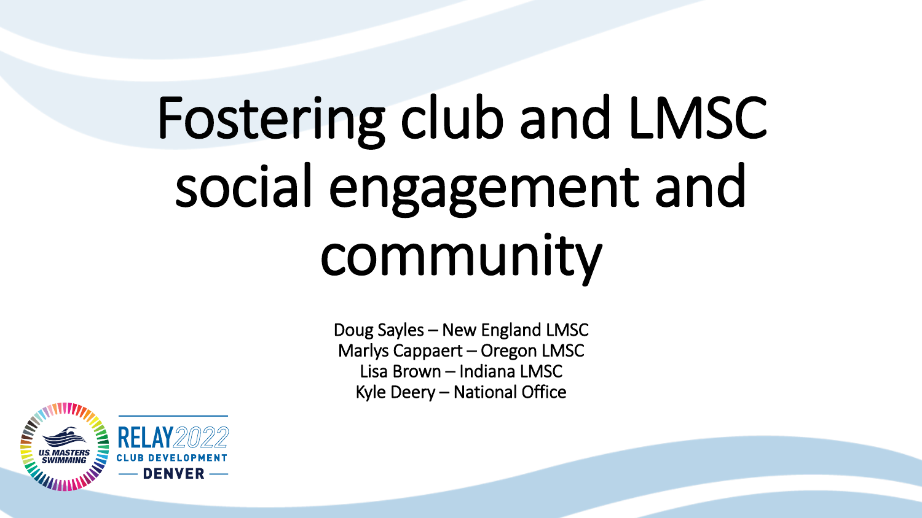# Fostering club and LMSC social engagement and community

Doug Sayles – New England LMSC
Marlys Cappaert – Oregon LMSC
Lisa Brown – Indiana LMSC
Kyle Deery – National Office

U.S. MASTERS SWIMMING

RELAY2022
CLUB DEVELOPMENT
— DENVER —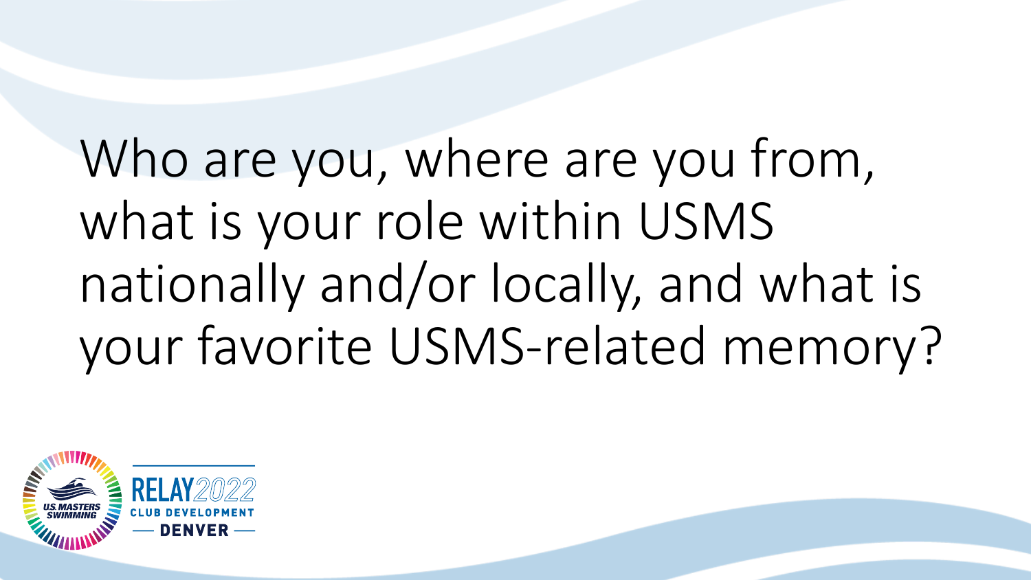Who are you, where are you from, what is your role within USMS nationally and/or locally, and what is your favorite USMS-related memory?

U.S. MASTERS SWIMMING

RELAY2022 CLUB DEVELOPMENT — DENVER —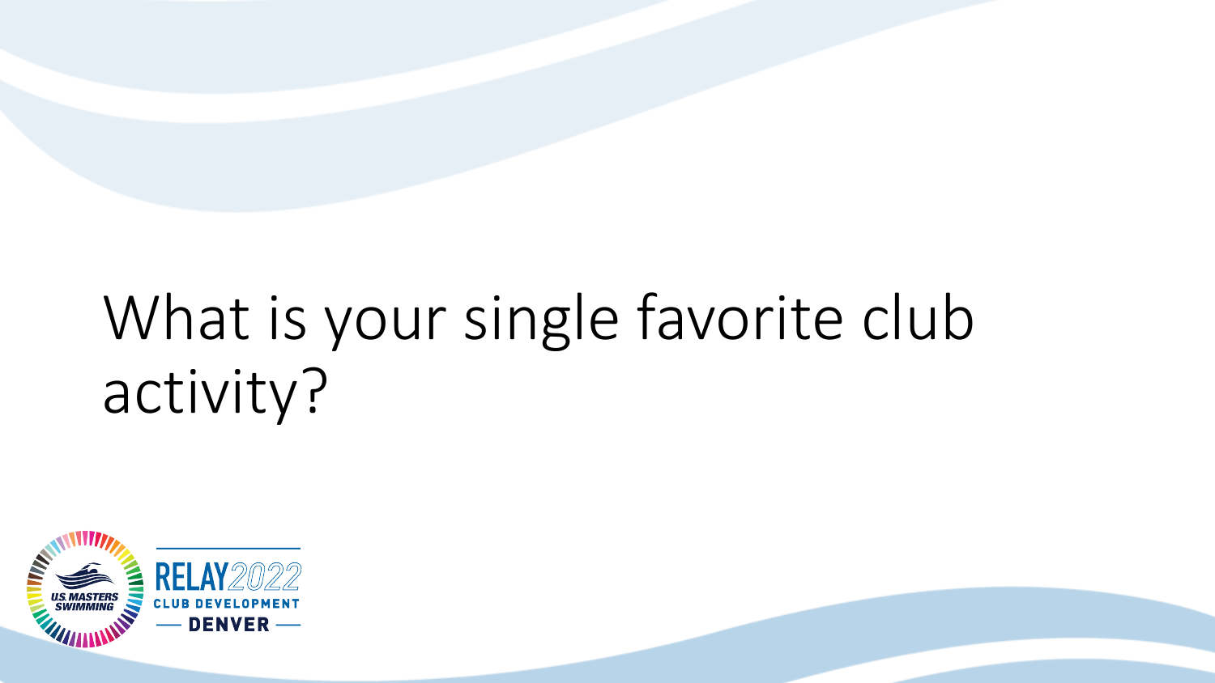# What is your single favorite club activity?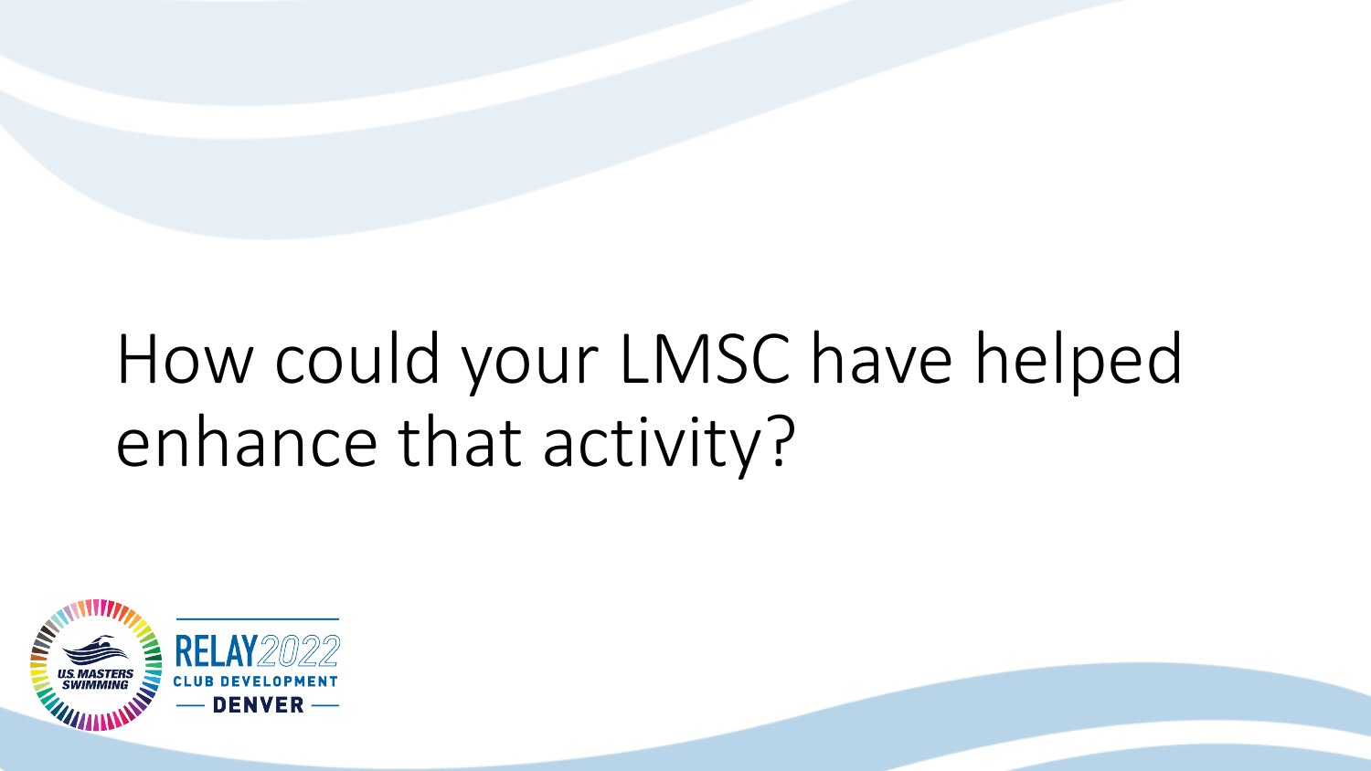# How could your LMSC have helped enhance that activity?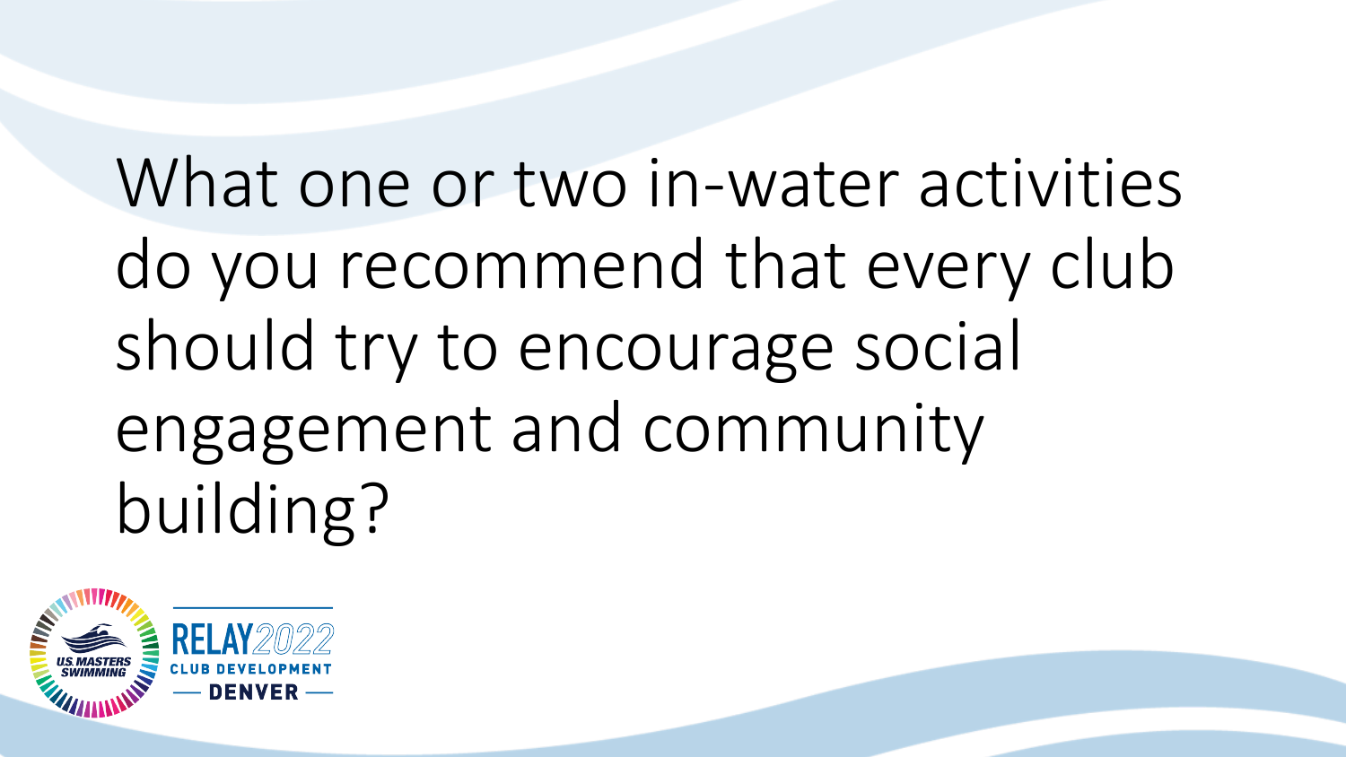What one or two in-water activities do you recommend that every club should try to encourage social engagement and community building?

U.S. MASTERS SWIMMING

RELAY2022
CLUB DEVELOPMENT
— DENVER —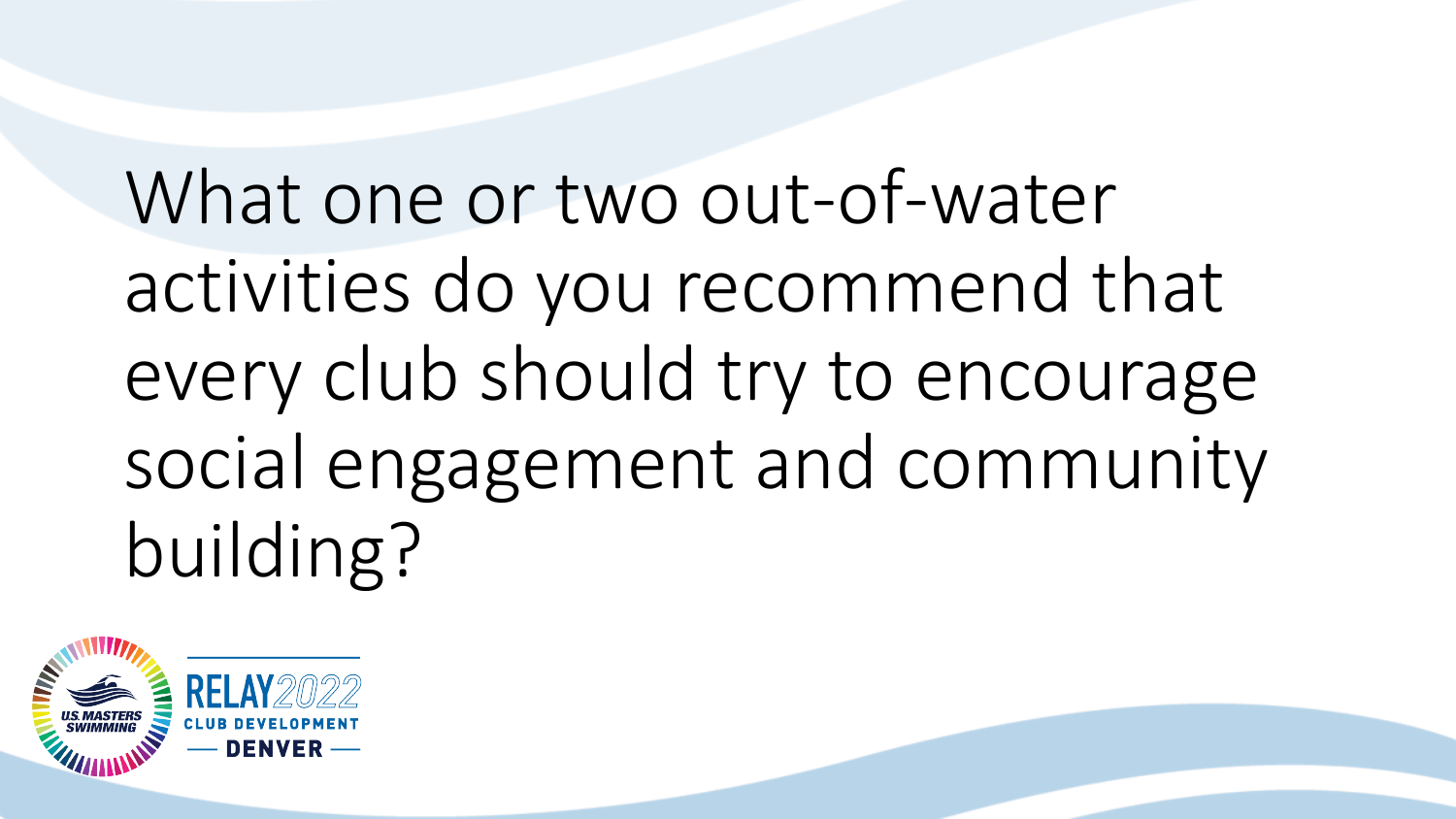What one or two out-of-water activities do you recommend that every club should try to encourage social engagement and community building?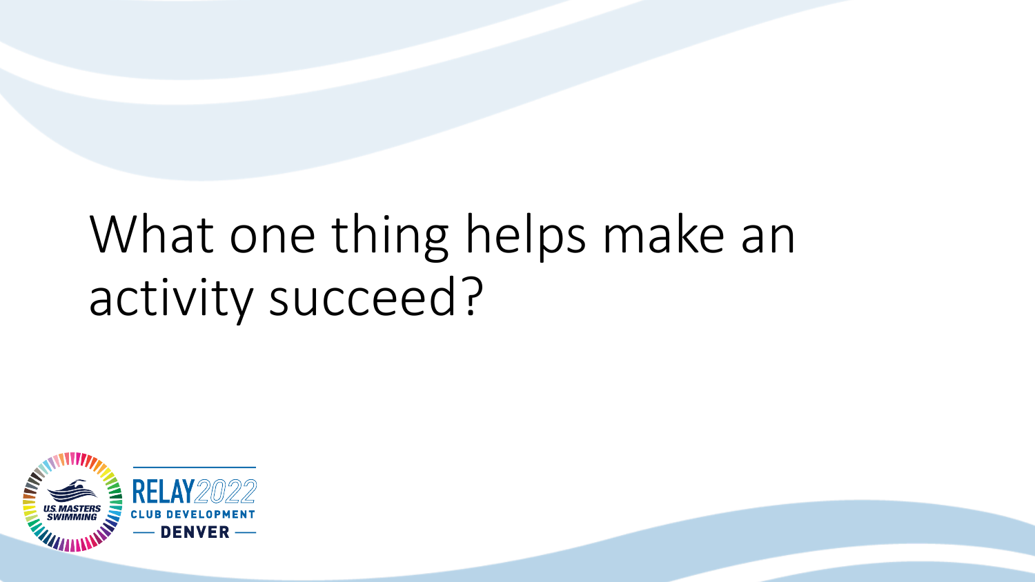# What one thing helps make an activity succeed?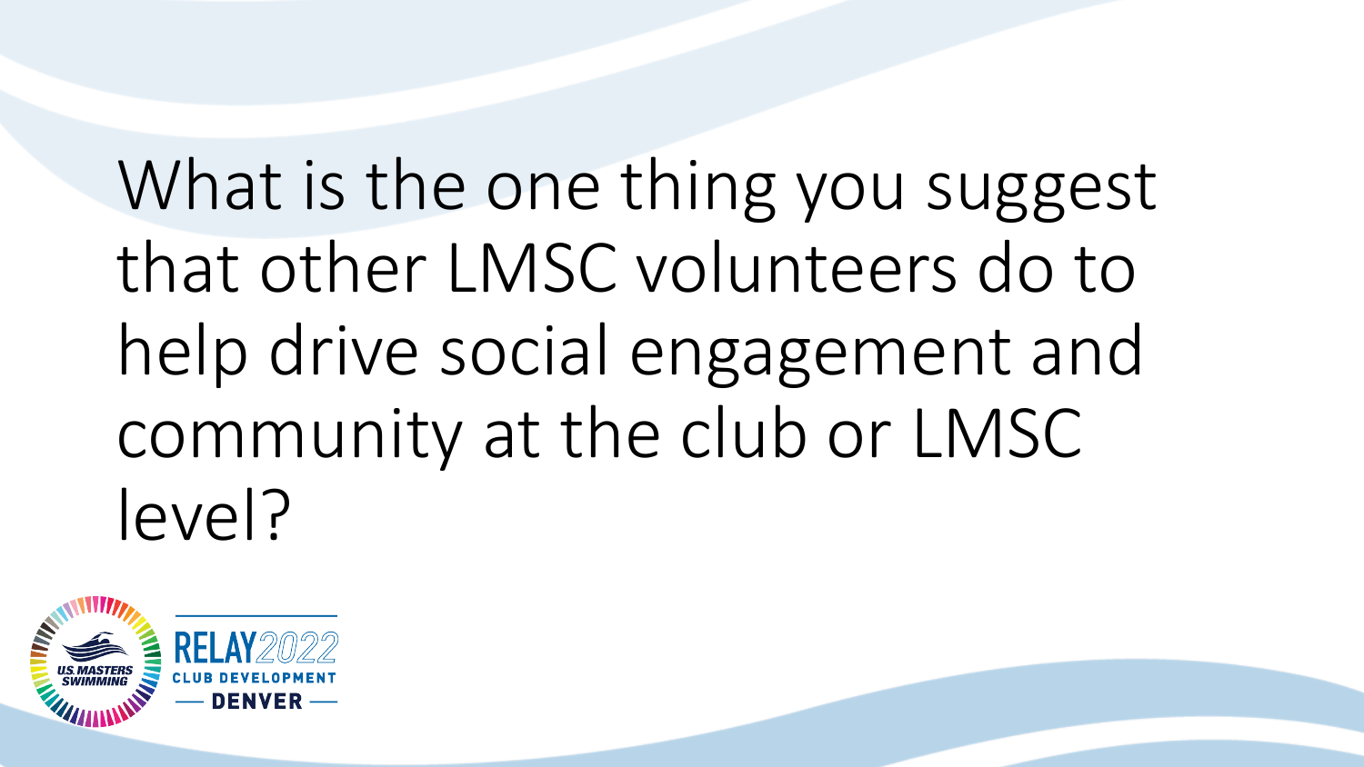What is the one thing you suggest that other LMSC volunteers do to help drive social engagement and community at the club or LMSC level?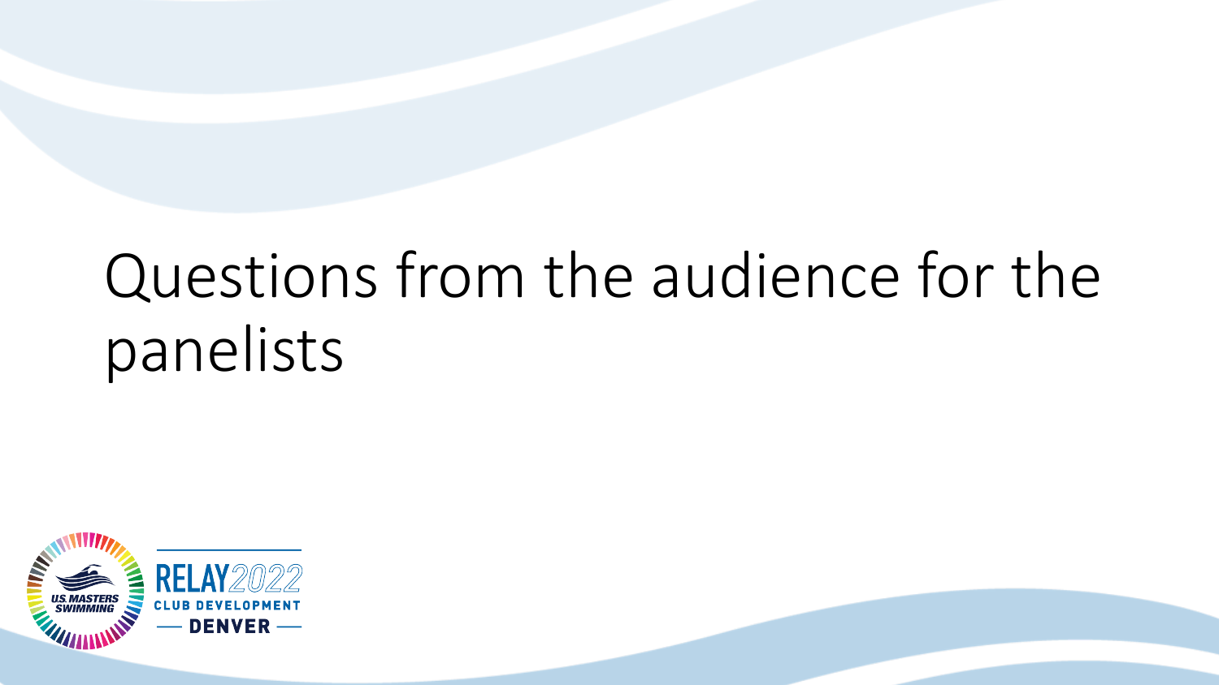# Questions from the audience for the panelists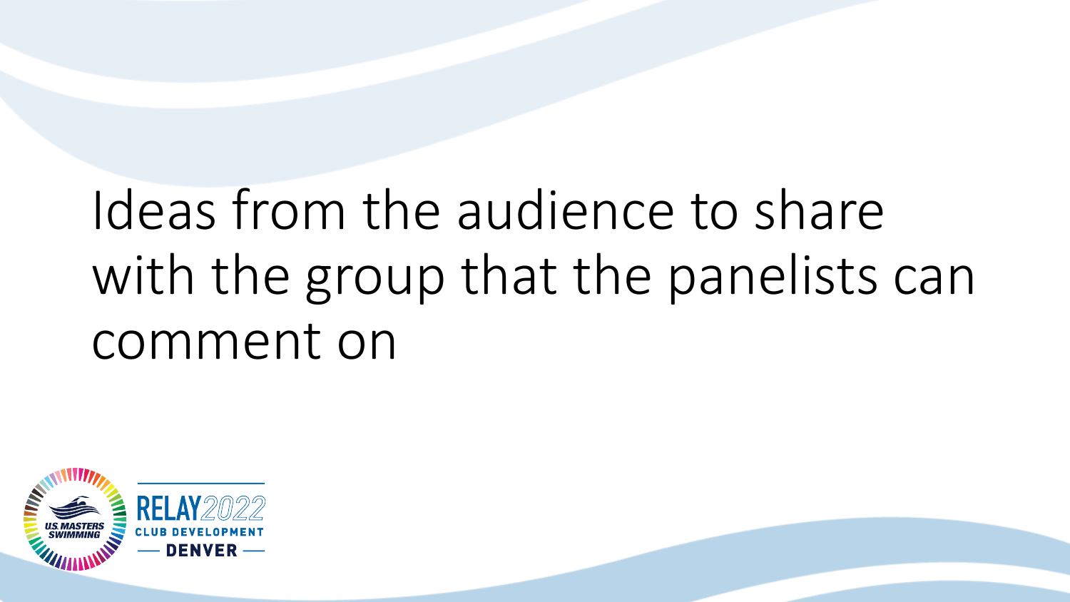# Ideas from the audience to share with the group that the panelists can comment on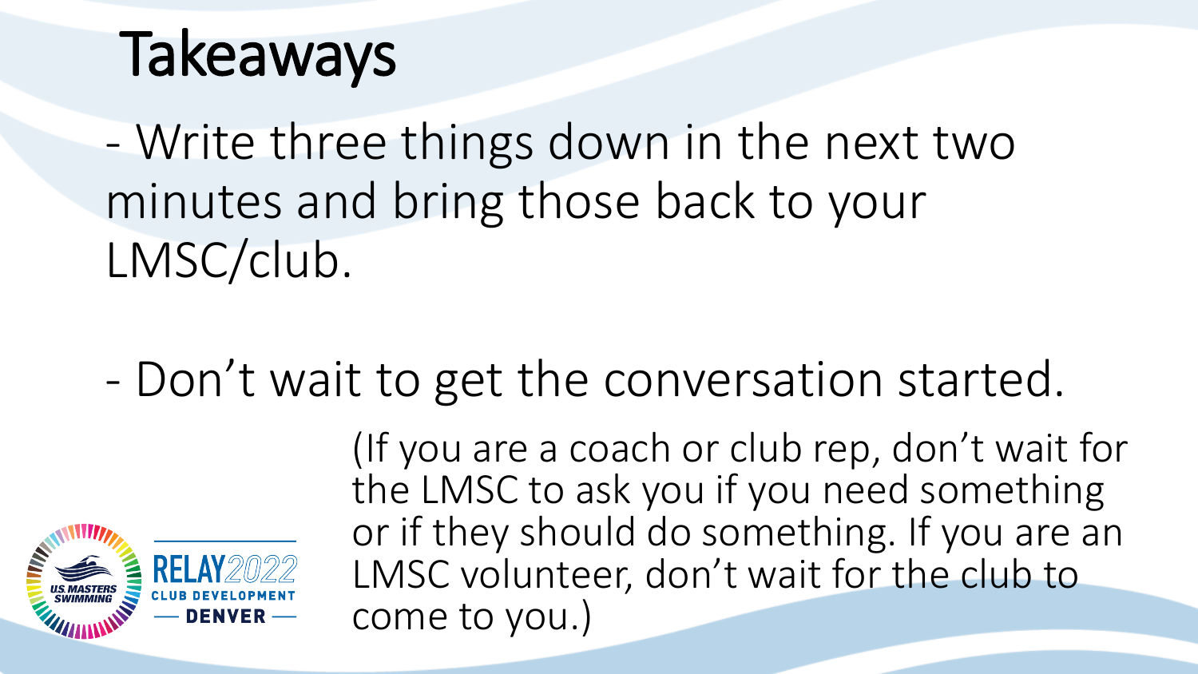# Takeaways

- Write three things down in the next two minutes and bring those back to your LMSC/club.

- Don't wait to get the conversation started.

(If you are a coach or club rep, don't wait for the LMSC to ask you if you need something or if they should do something. If you are an LMSC volunteer, don't wait for the club to come to you.)